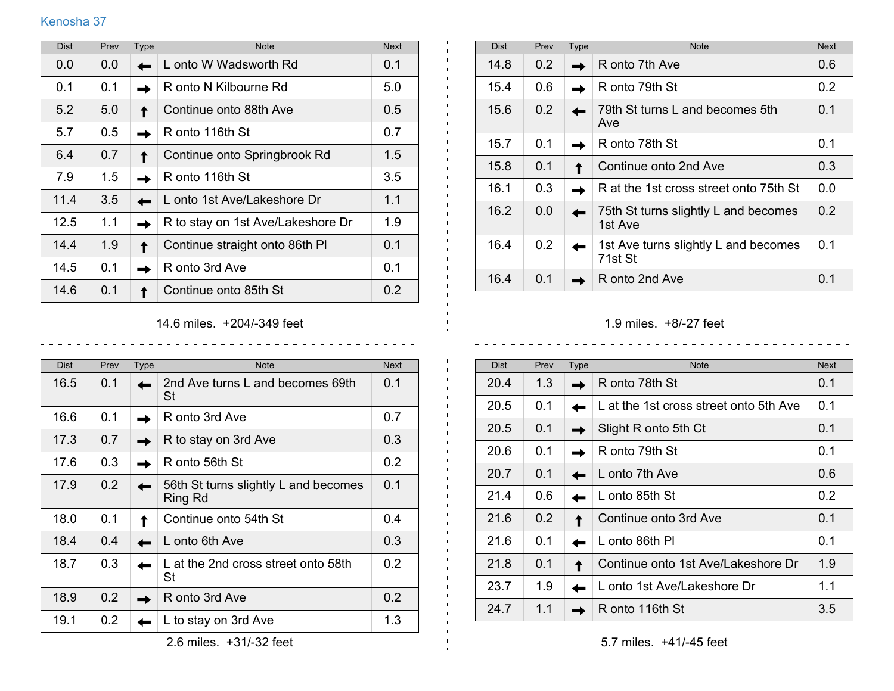Kenosha 37

| Dist | Prev | Type | Note | Next |
|---|---|---|---|---|
| 0.0 | 0.0 | ← | L onto W Wadsworth Rd | 0.1 |
| 0.1 | 0.1 | → | R onto N Kilbourne Rd | 5.0 |
| 5.2 | 5.0 | ↑ | Continue onto 88th Ave | 0.5 |
| 5.7 | 0.5 | → | R onto 116th St | 0.7 |
| 6.4 | 0.7 | ↑ | Continue onto Springbrook Rd | 1.5 |
| 7.9 | 1.5 | → | R onto 116th St | 3.5 |
| 11.4 | 3.5 | ← | L onto 1st Ave/Lakeshore Dr | 1.1 |
| 12.5 | 1.1 | → | R to stay on 1st Ave/Lakeshore Dr | 1.9 |
| 14.4 | 1.9 | ↑ | Continue straight onto 86th Pl | 0.1 |
| 14.5 | 0.1 | → | R onto 3rd Ave | 0.1 |
| 14.6 | 0.1 | ↑ | Continue onto 85th St | 0.2 |

14.6 miles. +204/-349 feet

| Dist | Prev | Type | Note | Next |
|---|---|---|---|---|
| 14.8 | 0.2 | → | R onto 7th Ave | 0.6 |
| 15.4 | 0.6 | → | R onto 79th St | 0.2 |
| 15.6 | 0.2 | ← | 79th St turns L and becomes 5th Ave | 0.1 |
| 15.7 | 0.1 | → | R onto 78th St | 0.1 |
| 15.8 | 0.1 | ↑ | Continue onto 2nd Ave | 0.3 |
| 16.1 | 0.3 | → | R at the 1st cross street onto 75th St | 0.0 |
| 16.2 | 0.0 | ← | 75th St turns slightly L and becomes 1st Ave | 0.2 |
| 16.4 | 0.2 | ← | 1st Ave turns slightly L and becomes 71st St | 0.1 |
| 16.4 | 0.1 | → | R onto 2nd Ave | 0.1 |

1.9 miles. +8/-27 feet

| Dist | Prev | Type | Note | Next |
|---|---|---|---|---|
| 16.5 | 0.1 | ← | 2nd Ave turns L and becomes 69th St | 0.1 |
| 16.6 | 0.1 | → | R onto 3rd Ave | 0.7 |
| 17.3 | 0.7 | → | R to stay on 3rd Ave | 0.3 |
| 17.6 | 0.3 | → | R onto 56th St | 0.2 |
| 17.9 | 0.2 | ← | 56th St turns slightly L and becomes Ring Rd | 0.1 |
| 18.0 | 0.1 | ↑ | Continue onto 54th St | 0.4 |
| 18.4 | 0.4 | ← | L onto 6th Ave | 0.3 |
| 18.7 | 0.3 | ← | L at the 2nd cross street onto 58th St | 0.2 |
| 18.9 | 0.2 | → | R onto 3rd Ave | 0.2 |
| 19.1 | 0.2 | ← | L to stay on 3rd Ave | 1.3 |

2.6 miles. +31/-32 feet

| Dist | Prev | Type | Note | Next |
|---|---|---|---|---|
| 20.4 | 1.3 | → | R onto 78th St | 0.1 |
| 20.5 | 0.1 | ← | L at the 1st cross street onto 5th Ave | 0.1 |
| 20.5 | 0.1 | → | Slight R onto 5th Ct | 0.1 |
| 20.6 | 0.1 | → | R onto 79th St | 0.1 |
| 20.7 | 0.1 | ← | L onto 7th Ave | 0.6 |
| 21.4 | 0.6 | ← | L onto 85th St | 0.2 |
| 21.6 | 0.2 | ↑ | Continue onto 3rd Ave | 0.1 |
| 21.6 | 0.1 | ← | L onto 86th Pl | 0.1 |
| 21.8 | 0.1 | ↑ | Continue onto 1st Ave/Lakeshore Dr | 1.9 |
| 23.7 | 1.9 | ← | L onto 1st Ave/Lakeshore Dr | 1.1 |
| 24.7 | 1.1 | → | R onto 116th St | 3.5 |

5.7 miles. +41/-45 feet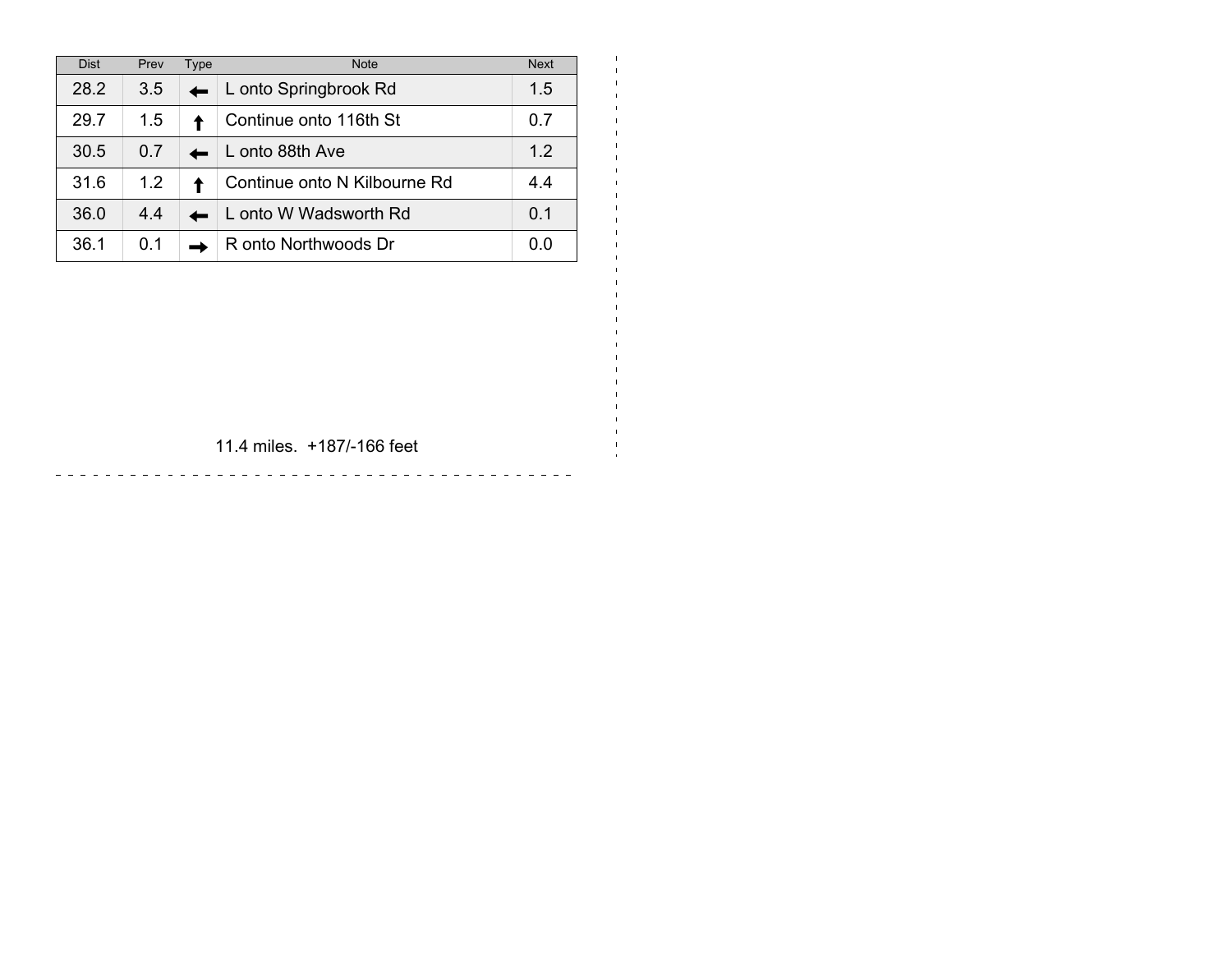| Dist | Prev | Type | Note | Next |
|---|---|---|---|---|
| 28.2 | 3.5 | ← | L onto Springbrook Rd | 1.5 |
| 29.7 | 1.5 | ↑ | Continue onto 116th St | 0.7 |
| 30.5 | 0.7 | ← | L onto 88th Ave | 1.2 |
| 31.6 | 1.2 | ↑ | Continue onto N Kilbourne Rd | 4.4 |
| 36.0 | 4.4 | ← | L onto W Wadsworth Rd | 0.1 |
| 36.1 | 0.1 | → | R onto Northwoods Dr | 0.0 |

11.4 miles. +187/-166 feet